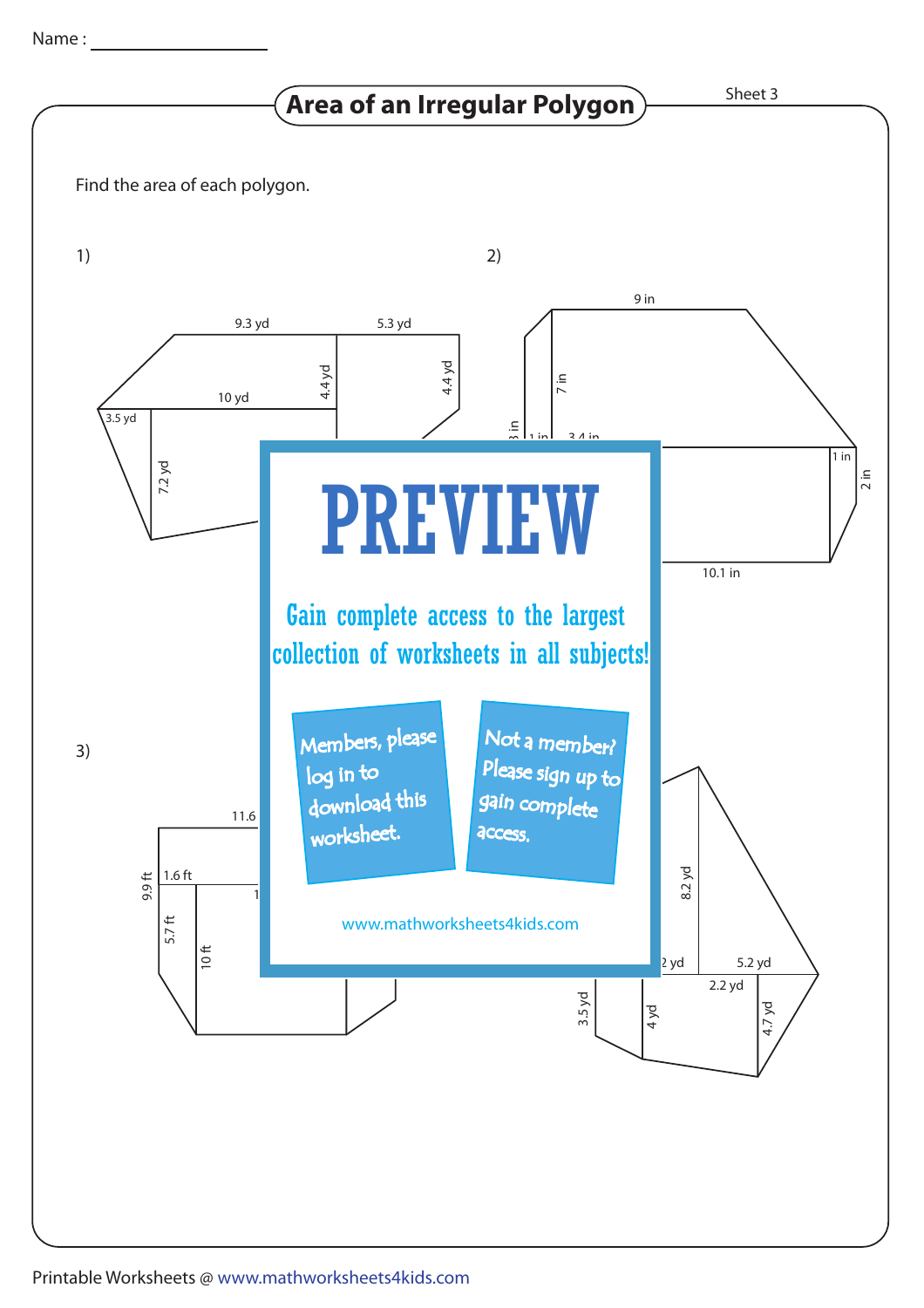Name : ________________

# Area of an Irregular Polygon

Sheet 3

Find the area of each polygon.

1)

9.3 yd, 5.3 yd, 4.4 yd, 4.4 yd, 10 yd, 3.5 yd, 7.2 yd

2)

9 in, 7 in, 3 in, 1 in, 3.4 in, 1 in, 2 in, 10.1 in

3)

11.6, 9.9 ft, 1.6 ft, 1, 5.7 ft, 10 ft

4)

8.2 yd, 2 yd, 5.2 yd, 2.2 yd, 3.5 yd, 4 yd, 4.7 yd

PREVIEW

Gain complete access to the largest collection of worksheets in all subjects!

Members, please log in to download this worksheet.

Not a member? Please sign up to gain complete access.

www.mathworksheets4kids.com

Printable Worksheets @ www.mathworksheets4kids.com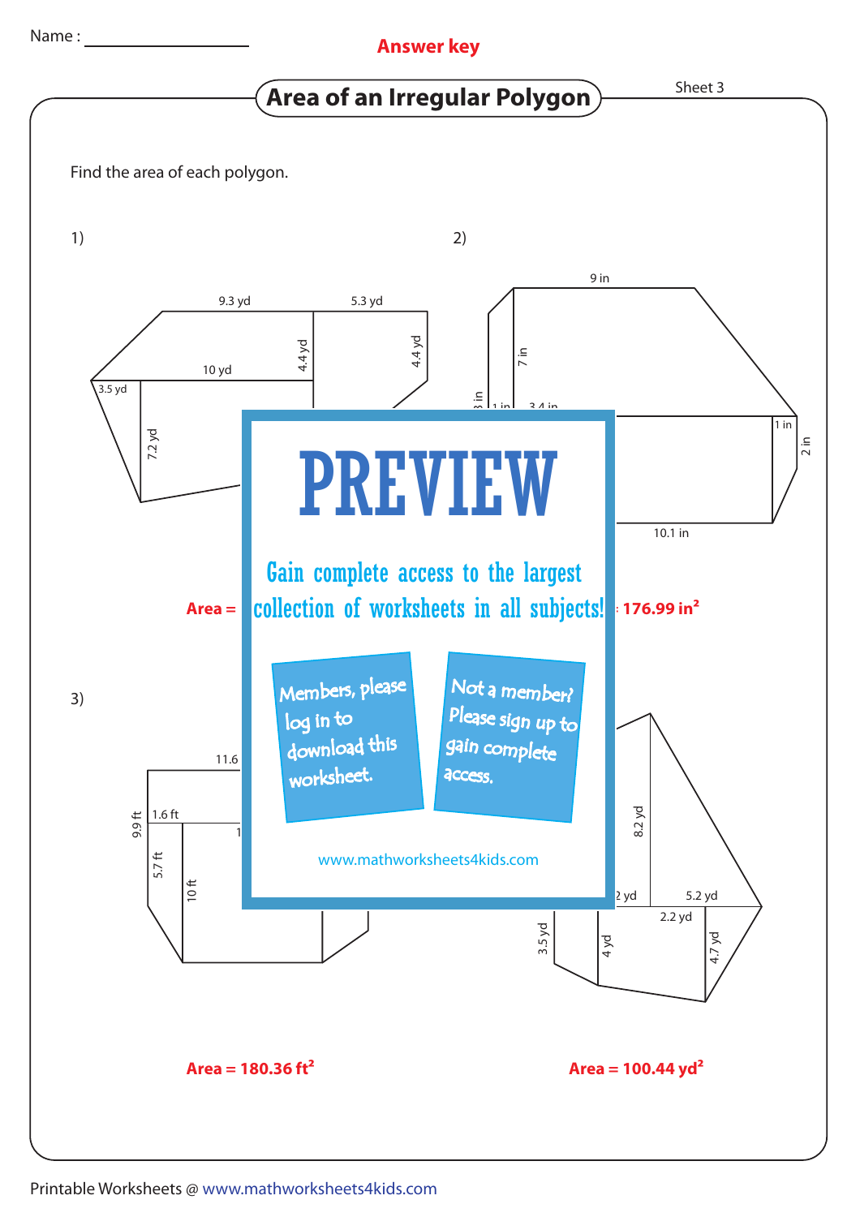Name : ____________

**Answer key**

# Area of an Irregular Polygon

Sheet 3

Find the area of each polygon.

1)

9.3 yd
5.3 yd
4.4 yd
4.4 yd
10 yd
3.5 yd
7.2 yd

**Area =**

2)

9 in
7 in
3 in
1 in
3.4 in
1 in
2 in
10.1 in

**Area = 176.99 in²**

PREVIEW

Gain complete access to the largest collection of worksheets in all subjects!

Members, please log in to download this worksheet.

Not a member? Please sign up to gain complete access.

www.mathworksheets4kids.com

3)

11.6
9.9 ft
1.6 ft
5.7 ft
10 ft
1

**Area = 180.36 ft²**

8.2 yd
2 yd
5.2 yd
2.2 yd
3.5 yd
4 yd
4.7 yd

**Area = 100.44 yd²**